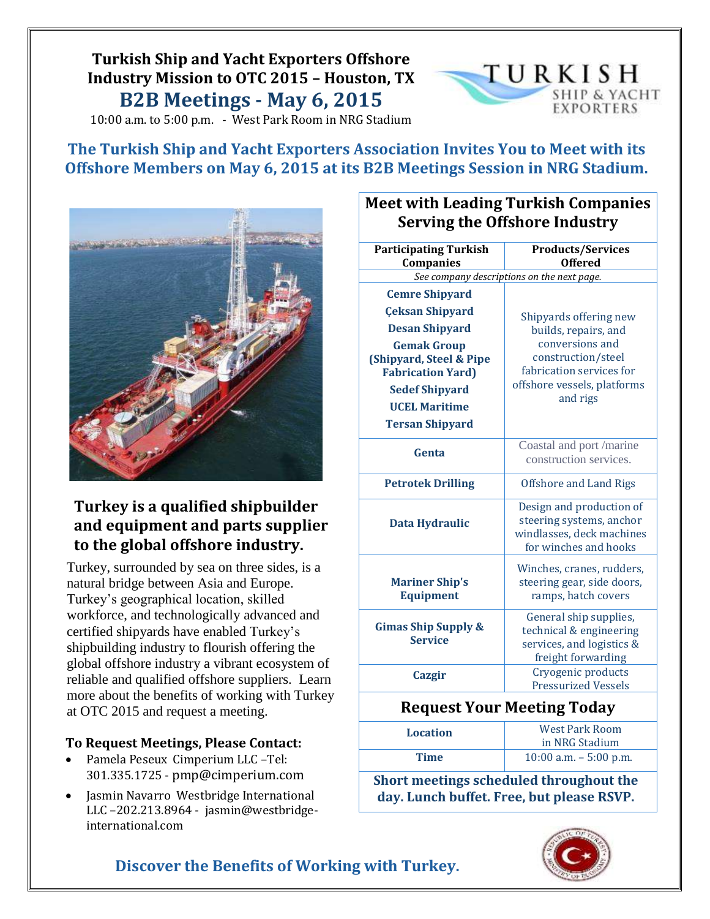# Turkish Ship and Yacht Exporters Offshore Industry Mission to OTC 2015 – Houston, TX

## B2B Meetings - May 6, 2015

10:00 a.m. to 5:00 p.m. - West Park Room in NRG Stadium

TURKISH SHIP & YACHT EXPORTERS

## The Turkish Ship and Yacht Exporters Association Invites You to Meet with its Offshore Members on May 6, 2015 at its B2B Meetings Session in NRG Stadium.

### Turkey is a qualified shipbuilder and equipment and parts supplier to the global offshore industry.

Turkey, surrounded by sea on three sides, is a natural bridge between Asia and Europe. Turkey's geographical location, skilled workforce, and technologically advanced and certified shipyards have enabled Turkey's shipbuilding industry to flourish offering the global offshore industry a vibrant ecosystem of reliable and qualified offshore suppliers. Learn more about the benefits of working with Turkey at OTC 2015 and request a meeting.

**To Request Meetings, Please Contact:**

- Pamela Peseux Cimperium LLC –Tel: 301.335.1725 - pmp@cimperium.com
- Jasmin Navarro Westbridge International LLC –202.213.8964 - jasmin@westbridge-international.com

### Meet with Leading Turkish Companies Serving the Offshore Industry

| Participating Turkish Companies | Products/Services Offered |
|---|---|
| *See company descriptions on the next page.* | |
| **Cemre Shipyard**<br>**Çeksan Shipyard**<br>**Desan Shipyard**<br>**Gemak Group (Shipyard, Steel & Pipe Fabrication Yard)**<br>**Sedef Shipyard**<br>**UCEL Maritime**<br>**Tersan Shipyard** | Shipyards offering new builds, repairs, and conversions and construction/steel fabrication services for offshore vessels, platforms and rigs |
| **Genta** | Coastal and port /marine construction services. |
| **Petrotek Drilling** | Offshore and Land Rigs |
| **Data Hydraulic** | Design and production of steering systems, anchor windlasses, deck machines for winches and hooks |
| **Mariner Ship's Equipment** | Winches, cranes, rudders, steering gear, side doors, ramps, hatch covers |
| **Gimas Ship Supply & Service** | General ship supplies, technical & engineering services, and logistics & freight forwarding |
| **Cazgir** | Cryogenic products Pressurized Vessels |

### Request Your Meeting Today

| Location | West Park Room in NRG Stadium |
|---|---|
| Time | 10:00 a.m. – 5:00 p.m. |

**Short meetings scheduled throughout the day. Lunch buffet. Free, but please RSVP.**

## Discover the Benefits of Working with Turkey.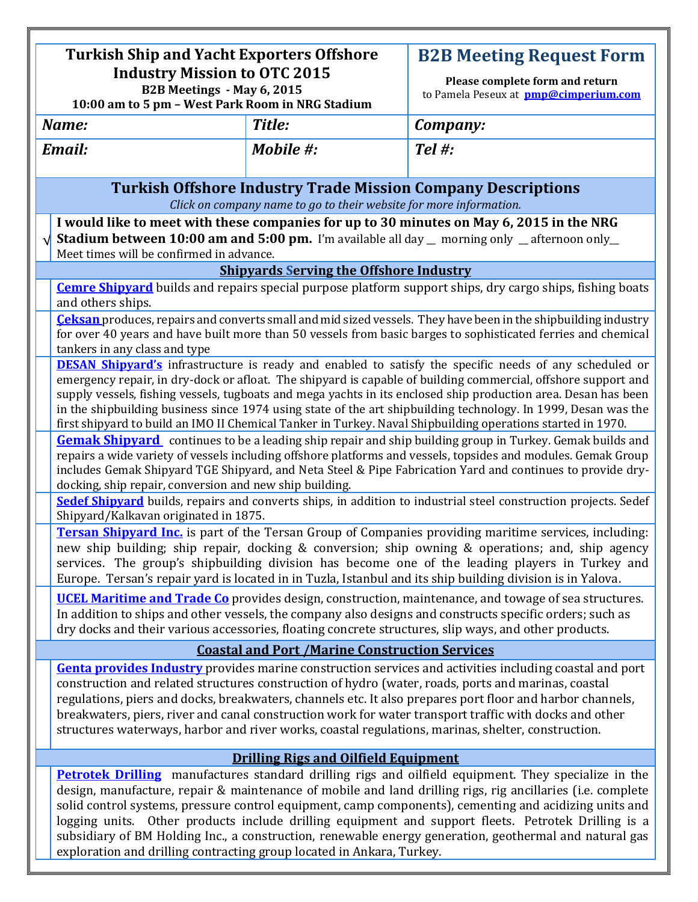| **Turkish Ship and Yacht Exporters Offshore Industry Mission to OTC 2015**<br>**B2B Meetings - May 6, 2015**<br>**10:00 am to 5 pm – West Park Room in NRG Stadium** | | **B2B Meeting Request Form**<br>**Please complete form and return**<br>to Pamela Peseux at **pmp@cimperium.com** |
|---|---|---|
| ***Name:*** | ***Title:*** | ***Company:*** |
| ***Email:*** | ***Mobile #:*** | ***Tel #:*** |

## Turkish Offshore Industry Trade Mission Company Descriptions

*Click on company name to go to their website for more information.*

| √ | **I would like to meet with these companies for up to 30 minutes on May 6, 2015 in the NRG Stadium between 10:00 am and 5:00 pm.** I'm available all day __ morning only __ afternoon only__<br>Meet times will be confirmed in advance. |
|---|---|
| | **Shipyards Serving the Offshore Industry** |
| | **Cemre Shipyard** builds and repairs special purpose platform support ships, dry cargo ships, fishing boats and others ships. |
| | **Çeksan** produces, repairs and converts small and mid sized vessels. They have been in the shipbuilding industry for over 40 years and have built more than 50 vessels from basic barges to sophisticated ferries and chemical tankers in any class and type |
| | **DESAN Shipyard's** infrastructure is ready and enabled to satisfy the specific needs of any scheduled or emergency repair, in dry-dock or afloat. The shipyard is capable of building commercial, offshore support and supply vessels, fishing vessels, tugboats and mega yachts in its enclosed ship production area. Desan has been in the shipbuilding business since 1974 using state of the art shipbuilding technology. In 1999, Desan was the first shipyard to build an IMO II Chemical Tanker in Turkey. Naval Shipbuilding operations started in 1970. |
| | **Gemak Shipyard** continues to be a leading ship repair and ship building group in Turkey. Gemak builds and repairs a wide variety of vessels including offshore platforms and vessels, topsides and modules. Gemak Group includes Gemak Shipyard TGE Shipyard, and Neta Steel & Pipe Fabrication Yard and continues to provide dry-docking, ship repair, conversion and new ship building. |
| | **Sedef Shipyard** builds, repairs and converts ships, in addition to industrial steel construction projects. Sedef Shipyard/Kalkavan originated in 1875. |
| | **Tersan Shipyard Inc.** is part of the Tersan Group of Companies providing maritime services, including: new ship building; ship repair, docking & conversion; ship owning & operations; and, ship agency services. The group's shipbuilding division has become one of the leading players in Turkey and Europe. Tersan's repair yard is located in in Tuzla, Istanbul and its ship building division is in Yalova. |
| | **UCEL Maritime and Trade Co** provides design, construction, maintenance, and towage of sea structures. In addition to ships and other vessels, the company also designs and constructs specific orders; such as dry docks and their various accessories, floating concrete structures, slip ways, and other products. |
| | **Coastal and Port /Marine Construction Services** |
| | **Genta provides Industry** provides marine construction services and activities including coastal and port construction and related structures construction of hydro (water, roads, ports and marinas, coastal regulations, piers and docks, breakwaters, channels etc. It also prepares port floor and harbor channels, breakwaters, piers, river and canal construction work for water transport traffic with docks and other structures waterways, harbor and river works, coastal regulations, marinas, shelter, construction. |
| | **Drilling Rigs and Oilfield Equipment** |
| | **Petrotek Drilling** manufactures standard drilling rigs and oilfield equipment. They specialize in the design, manufacture, repair & maintenance of mobile and land drilling rigs, rig ancillaries (i.e. complete solid control systems, pressure control equipment, camp components), cementing and acidizing units and logging units. Other products include drilling equipment and support fleets. Petrotek Drilling is a subsidiary of BM Holding Inc., a construction, renewable energy generation, geothermal and natural gas exploration and drilling contracting group located in Ankara, Turkey. |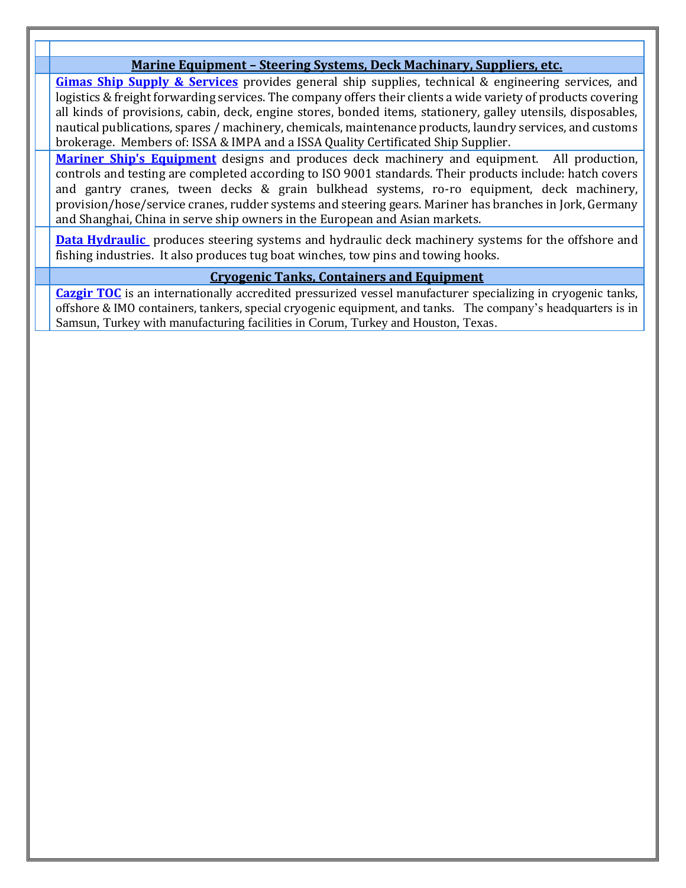## Marine Equipment – Steering Systems, Deck Machinary, Suppliers, etc.

**Gimas Ship Supply & Services** provides general ship supplies, technical & engineering services, and logistics & freight forwarding services. The company offers their clients a wide variety of products covering all kinds of provisions, cabin, deck, engine stores, bonded items, stationery, galley utensils, disposables, nautical publications, spares / machinery, chemicals, maintenance products, laundry services, and customs brokerage. Members of: ISSA & IMPA and a ISSA Quality Certificated Ship Supplier.

**Mariner Ship's Equipment** designs and produces deck machinery and equipment. All production, controls and testing are completed according to ISO 9001 standards. Their products include: hatch covers and gantry cranes, tween decks & grain bulkhead systems, ro-ro equipment, deck machinery, provision/hose/service cranes, rudder systems and steering gears. Mariner has branches in Jork, Germany and Shanghai, China in serve ship owners in the European and Asian markets.

**Data Hydraulic** produces steering systems and hydraulic deck machinery systems for the offshore and fishing industries. It also produces tug boat winches, tow pins and towing hooks.

## Cryogenic Tanks, Containers and Equipment

**Cazgir TOC** is an internationally accredited pressurized vessel manufacturer specializing in cryogenic tanks, offshore & IMO containers, tankers, special cryogenic equipment, and tanks. The company's headquarters is in Samsun, Turkey with manufacturing facilities in Corum, Turkey and Houston, Texas.